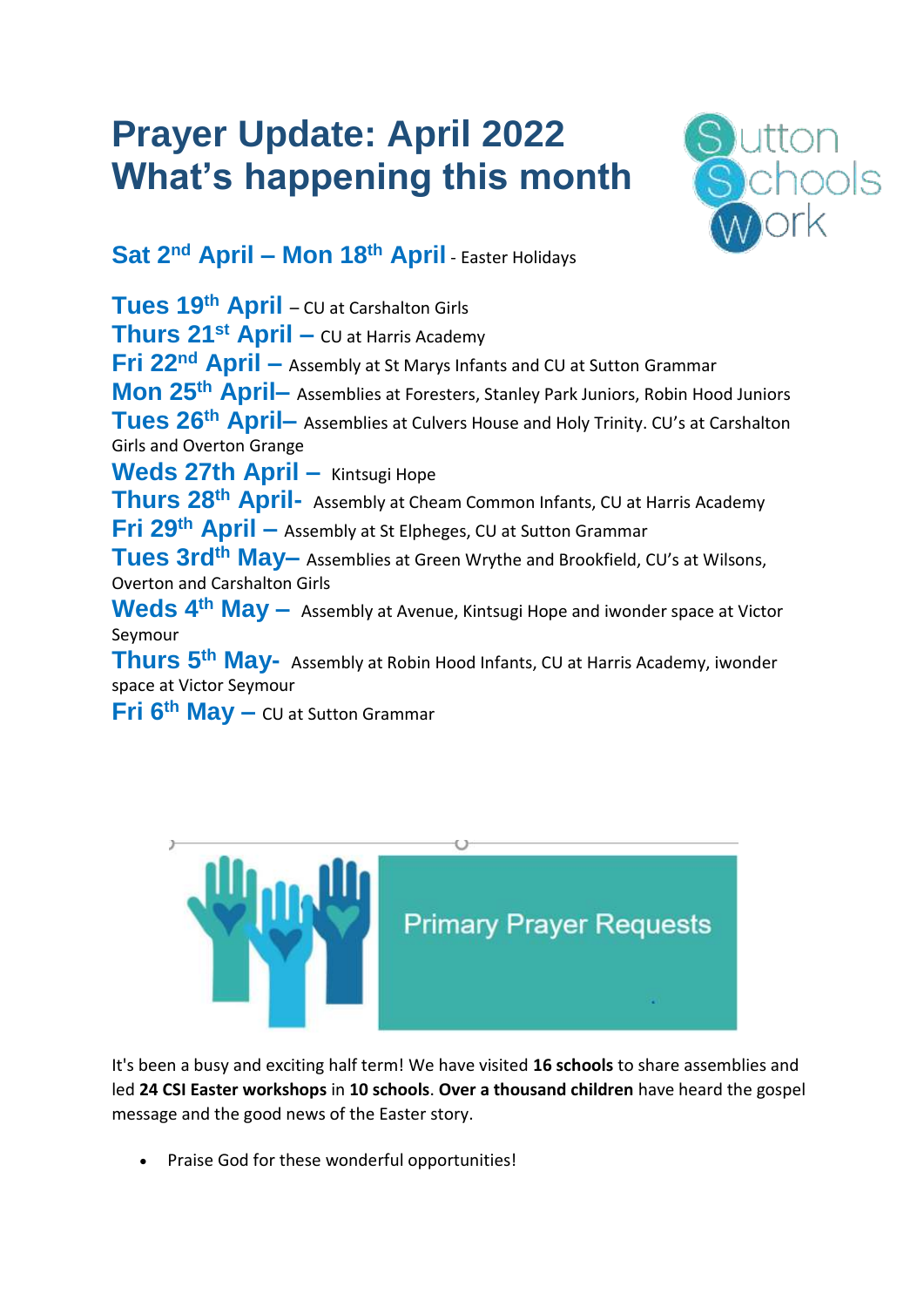# Prayer Update: April 2022
# What's happening this month

**Sat 2nd April – Mon 18th April** - Easter Holidays

**Tues 19th April** – CU at Carshalton Girls
**Thurs 21st April –** CU at Harris Academy
**Fri 22nd April –** Assembly at St Marys Infants and CU at Sutton Grammar
**Mon 25th April–** Assemblies at Foresters, Stanley Park Juniors, Robin Hood Juniors
**Tues 26th April–** Assemblies at Culvers House and Holy Trinity. CU's at Carshalton Girls and Overton Grange
**Weds 27th April –** Kintsugi Hope
**Thurs 28th April-** Assembly at Cheam Common Infants, CU at Harris Academy
**Fri 29th April –** Assembly at St Elpheges, CU at Sutton Grammar
**Tues 3rdth May–** Assemblies at Green Wrythe and Brookfield, CU's at Wilsons, Overton and Carshalton Girls
**Weds 4th May –** Assembly at Avenue, Kintsugi Hope and iwonder space at Victor Seymour
**Thurs 5th May-** Assembly at Robin Hood Infants, CU at Harris Academy, iwonder space at Victor Seymour
**Fri 6th May –** CU at Sutton Grammar

## Primary Prayer Requests

It's been a busy and exciting half term! We have visited **16 schools** to share assemblies and led **24 CSI Easter workshops** in **10 schools**. **Over a thousand children** have heard the gospel message and the good news of the Easter story.

- Praise God for these wonderful opportunities!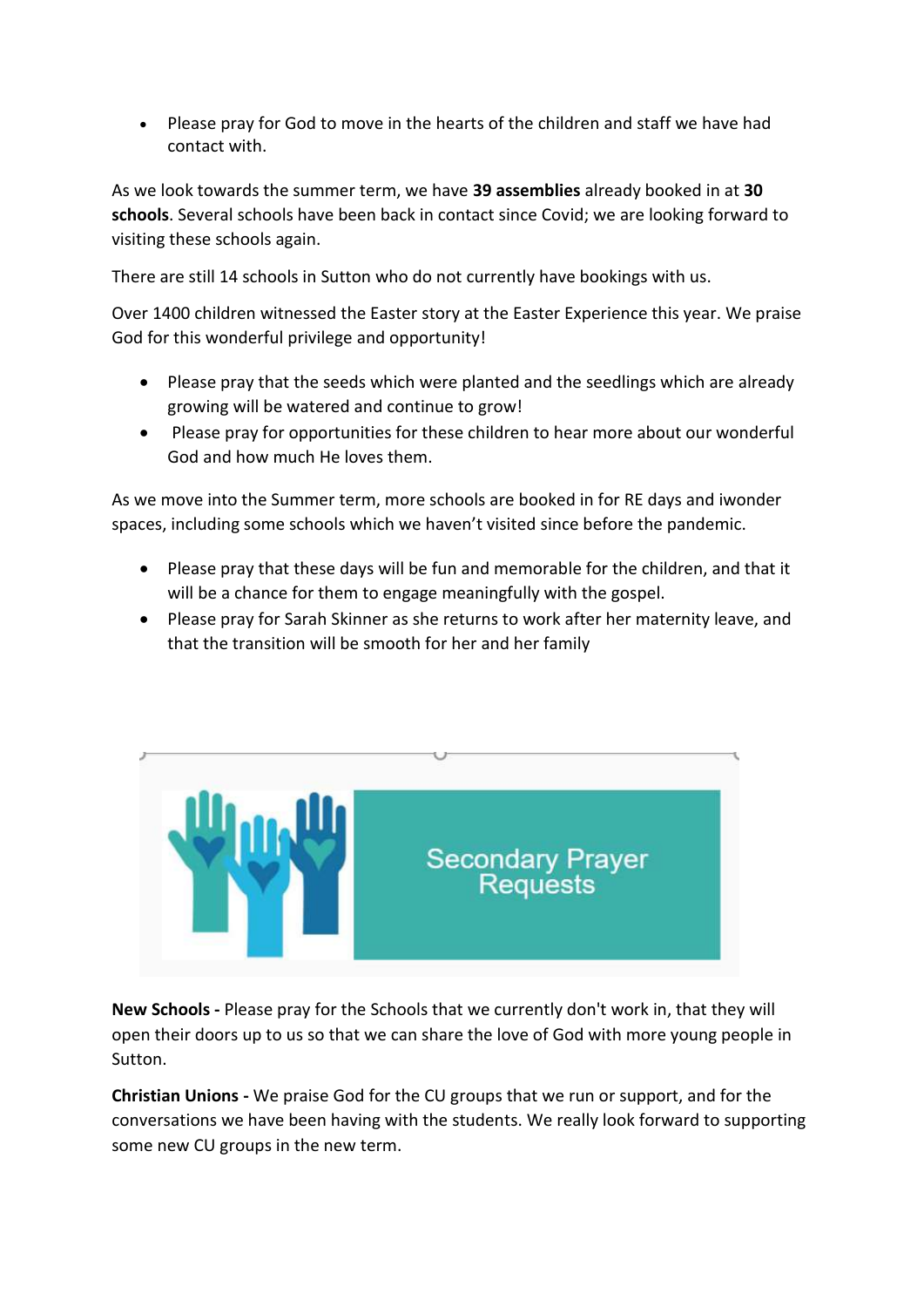- Please pray for God to move in the hearts of the children and staff we have had contact with.

As we look towards the summer term, we have **39 assemblies** already booked in at **30 schools**. Several schools have been back in contact since Covid; we are looking forward to visiting these schools again.

There are still 14 schools in Sutton who do not currently have bookings with us.

Over 1400 children witnessed the Easter story at the Easter Experience this year. We praise God for this wonderful privilege and opportunity!

- Please pray that the seeds which were planted and the seedlings which are already growing will be watered and continue to grow!
- Please pray for opportunities for these children to hear more about our wonderful God and how much He loves them.

As we move into the Summer term, more schools are booked in for RE days and iwonder spaces, including some schools which we haven't visited since before the pandemic.

- Please pray that these days will be fun and memorable for the children, and that it will be a chance for them to engage meaningfully with the gospel.
- Please pray for Sarah Skinner as she returns to work after her maternity leave, and that the transition will be smooth for her and her family

## Secondary Prayer Requests

**New Schools -** Please pray for the Schools that we currently don't work in, that they will open their doors up to us so that we can share the love of God with more young people in Sutton.

**Christian Unions -** We praise God for the CU groups that we run or support, and for the conversations we have been having with the students. We really look forward to supporting some new CU groups in the new term.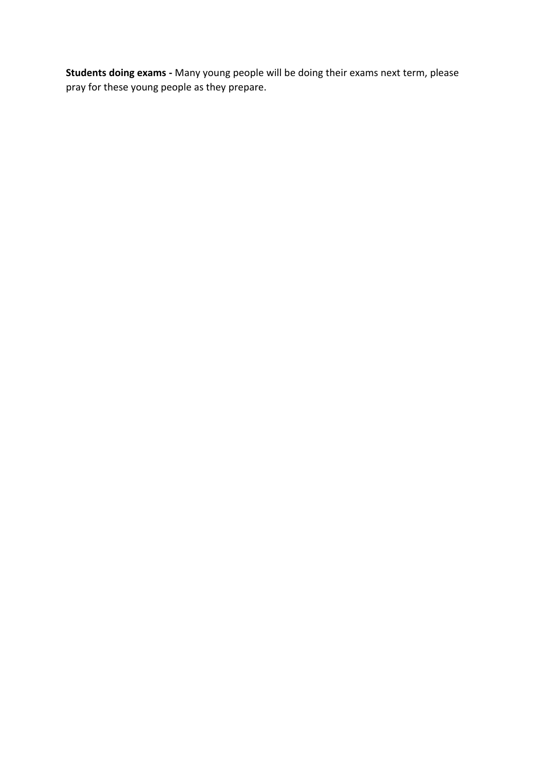**Students doing exams -** Many young people will be doing their exams next term, please pray for these young people as they prepare.